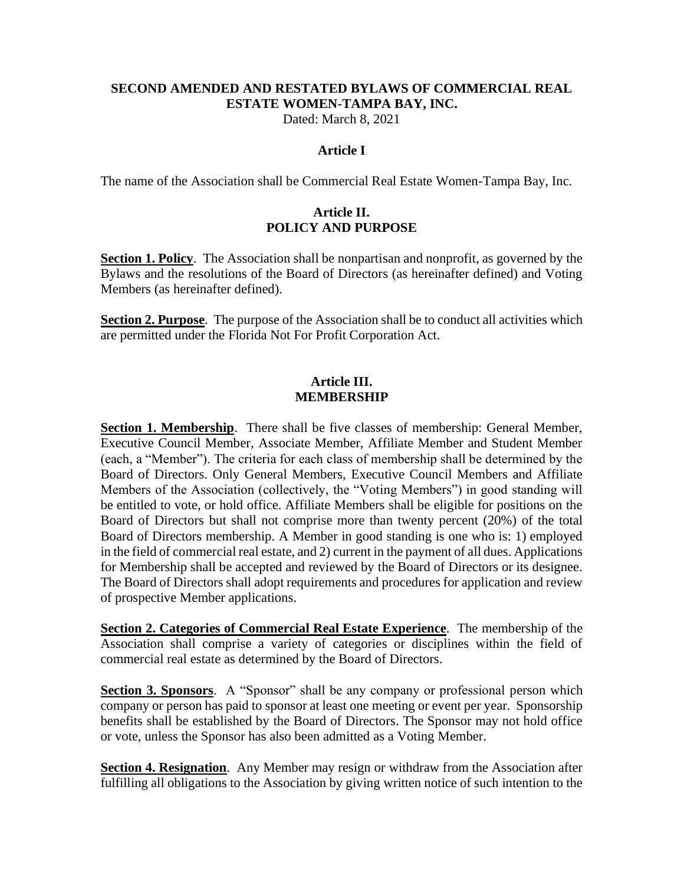# SECOND AMENDED AND RESTATED BYLAWS OF COMMERCIAL REAL ESTATE WOMEN-TAMPA BAY, INC.

Dated: March 8, 2021

## Article I

The name of the Association shall be Commercial Real Estate Women-Tampa Bay, Inc.

## Article II.
## POLICY AND PURPOSE

**Section 1. Policy**. The Association shall be nonpartisan and nonprofit, as governed by the Bylaws and the resolutions of the Board of Directors (as hereinafter defined) and Voting Members (as hereinafter defined).

**Section 2. Purpose**. The purpose of the Association shall be to conduct all activities which are permitted under the Florida Not For Profit Corporation Act.

## Article III.
## MEMBERSHIP

**Section 1. Membership**. There shall be five classes of membership: General Member, Executive Council Member, Associate Member, Affiliate Member and Student Member (each, a "Member"). The criteria for each class of membership shall be determined by the Board of Directors. Only General Members, Executive Council Members and Affiliate Members of the Association (collectively, the "Voting Members") in good standing will be entitled to vote, or hold office. Affiliate Members shall be eligible for positions on the Board of Directors but shall not comprise more than twenty percent (20%) of the total Board of Directors membership. A Member in good standing is one who is: 1) employed in the field of commercial real estate, and 2) current in the payment of all dues. Applications for Membership shall be accepted and reviewed by the Board of Directors or its designee. The Board of Directors shall adopt requirements and procedures for application and review of prospective Member applications.

**Section 2. Categories of Commercial Real Estate Experience**. The membership of the Association shall comprise a variety of categories or disciplines within the field of commercial real estate as determined by the Board of Directors.

**Section 3. Sponsors**. A "Sponsor" shall be any company or professional person which company or person has paid to sponsor at least one meeting or event per year. Sponsorship benefits shall be established by the Board of Directors. The Sponsor may not hold office or vote, unless the Sponsor has also been admitted as a Voting Member.

**Section 4. Resignation**. Any Member may resign or withdraw from the Association after fulfilling all obligations to the Association by giving written notice of such intention to the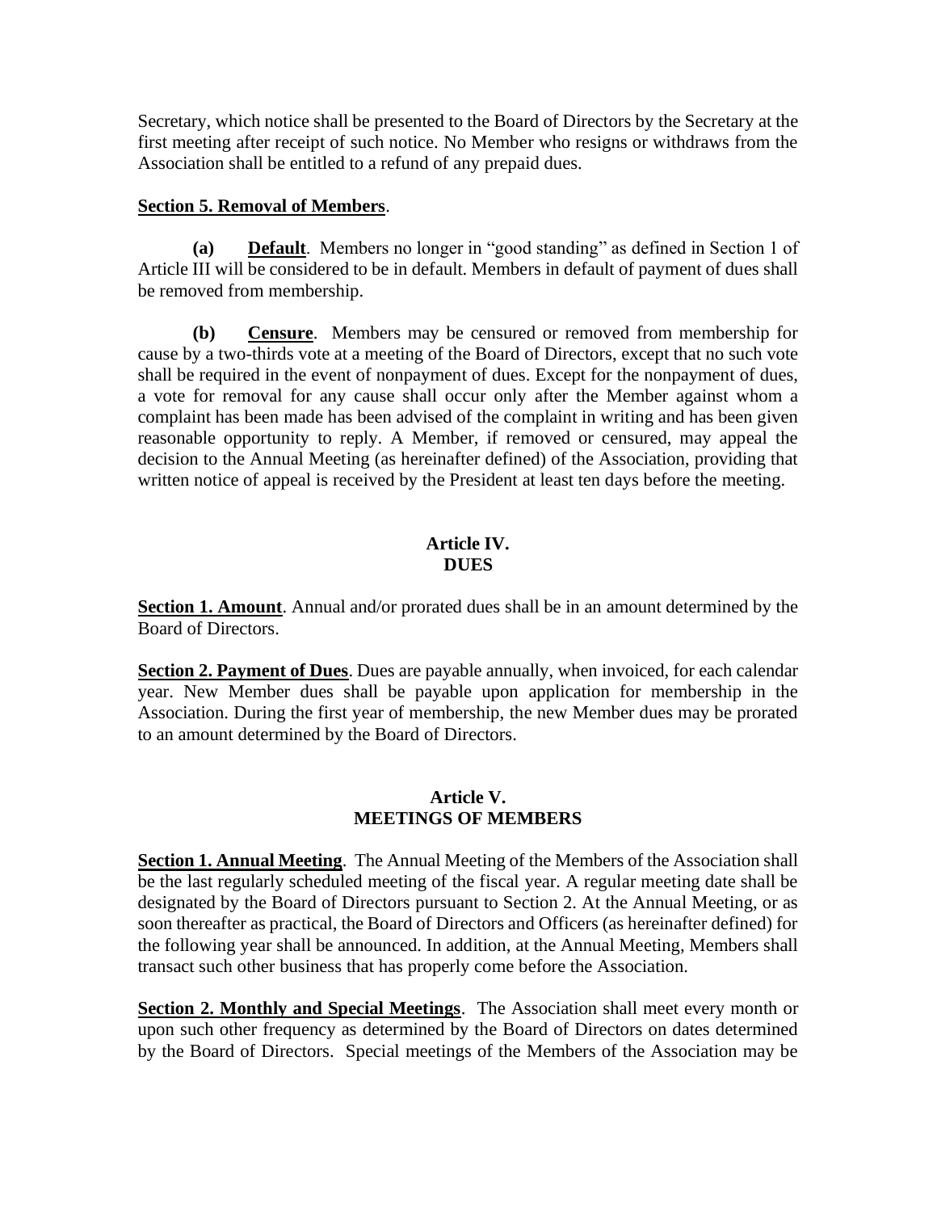Secretary, which notice shall be presented to the Board of Directors by the Secretary at the first meeting after receipt of such notice. No Member who resigns or withdraws from the Association shall be entitled to a refund of any prepaid dues.

**Section 5. Removal of Members**.

**(a) Default**. Members no longer in "good standing" as defined in Section 1 of Article III will be considered to be in default. Members in default of payment of dues shall be removed from membership.

**(b) Censure**. Members may be censured or removed from membership for cause by a two-thirds vote at a meeting of the Board of Directors, except that no such vote shall be required in the event of nonpayment of dues. Except for the nonpayment of dues, a vote for removal for any cause shall occur only after the Member against whom a complaint has been made has been advised of the complaint in writing and has been given reasonable opportunity to reply. A Member, if removed or censured, may appeal the decision to the Annual Meeting (as hereinafter defined) of the Association, providing that written notice of appeal is received by the President at least ten days before the meeting.

## Article IV. DUES

**Section 1. Amount**. Annual and/or prorated dues shall be in an amount determined by the Board of Directors.

**Section 2. Payment of Dues**. Dues are payable annually, when invoiced, for each calendar year. New Member dues shall be payable upon application for membership in the Association. During the first year of membership, the new Member dues may be prorated to an amount determined by the Board of Directors.

## Article V. MEETINGS OF MEMBERS

**Section 1. Annual Meeting**. The Annual Meeting of the Members of the Association shall be the last regularly scheduled meeting of the fiscal year. A regular meeting date shall be designated by the Board of Directors pursuant to Section 2. At the Annual Meeting, or as soon thereafter as practical, the Board of Directors and Officers (as hereinafter defined) for the following year shall be announced. In addition, at the Annual Meeting, Members shall transact such other business that has properly come before the Association.

**Section 2. Monthly and Special Meetings**. The Association shall meet every month or upon such other frequency as determined by the Board of Directors on dates determined by the Board of Directors. Special meetings of the Members of the Association may be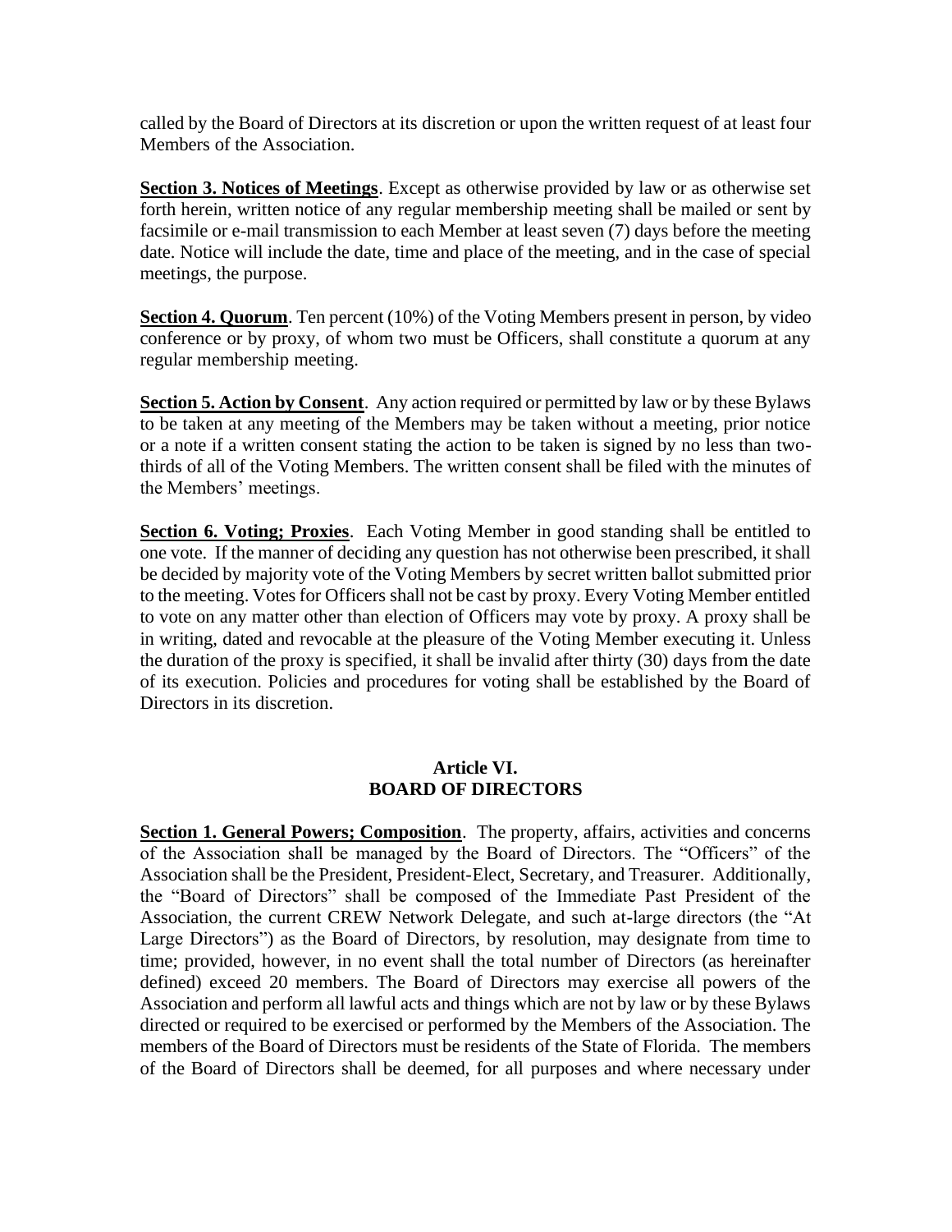called by the Board of Directors at its discretion or upon the written request of at least four Members of the Association.

**Section 3. Notices of Meetings**. Except as otherwise provided by law or as otherwise set forth herein, written notice of any regular membership meeting shall be mailed or sent by facsimile or e-mail transmission to each Member at least seven (7) days before the meeting date. Notice will include the date, time and place of the meeting, and in the case of special meetings, the purpose.

**Section 4. Quorum**. Ten percent (10%) of the Voting Members present in person, by video conference or by proxy, of whom two must be Officers, shall constitute a quorum at any regular membership meeting.

**Section 5. Action by Consent**. Any action required or permitted by law or by these Bylaws to be taken at any meeting of the Members may be taken without a meeting, prior notice or a note if a written consent stating the action to be taken is signed by no less than two-thirds of all of the Voting Members. The written consent shall be filed with the minutes of the Members' meetings.

**Section 6. Voting; Proxies**. Each Voting Member in good standing shall be entitled to one vote. If the manner of deciding any question has not otherwise been prescribed, it shall be decided by majority vote of the Voting Members by secret written ballot submitted prior to the meeting. Votes for Officers shall not be cast by proxy. Every Voting Member entitled to vote on any matter other than election of Officers may vote by proxy. A proxy shall be in writing, dated and revocable at the pleasure of the Voting Member executing it. Unless the duration of the proxy is specified, it shall be invalid after thirty (30) days from the date of its execution. Policies and procedures for voting shall be established by the Board of Directors in its discretion.

## Article VI.
## BOARD OF DIRECTORS

**Section 1. General Powers; Composition**. The property, affairs, activities and concerns of the Association shall be managed by the Board of Directors. The "Officers" of the Association shall be the President, President-Elect, Secretary, and Treasurer. Additionally, the "Board of Directors" shall be composed of the Immediate Past President of the Association, the current CREW Network Delegate, and such at-large directors (the "At Large Directors") as the Board of Directors, by resolution, may designate from time to time; provided, however, in no event shall the total number of Directors (as hereinafter defined) exceed 20 members. The Board of Directors may exercise all powers of the Association and perform all lawful acts and things which are not by law or by these Bylaws directed or required to be exercised or performed by the Members of the Association. The members of the Board of Directors must be residents of the State of Florida. The members of the Board of Directors shall be deemed, for all purposes and where necessary under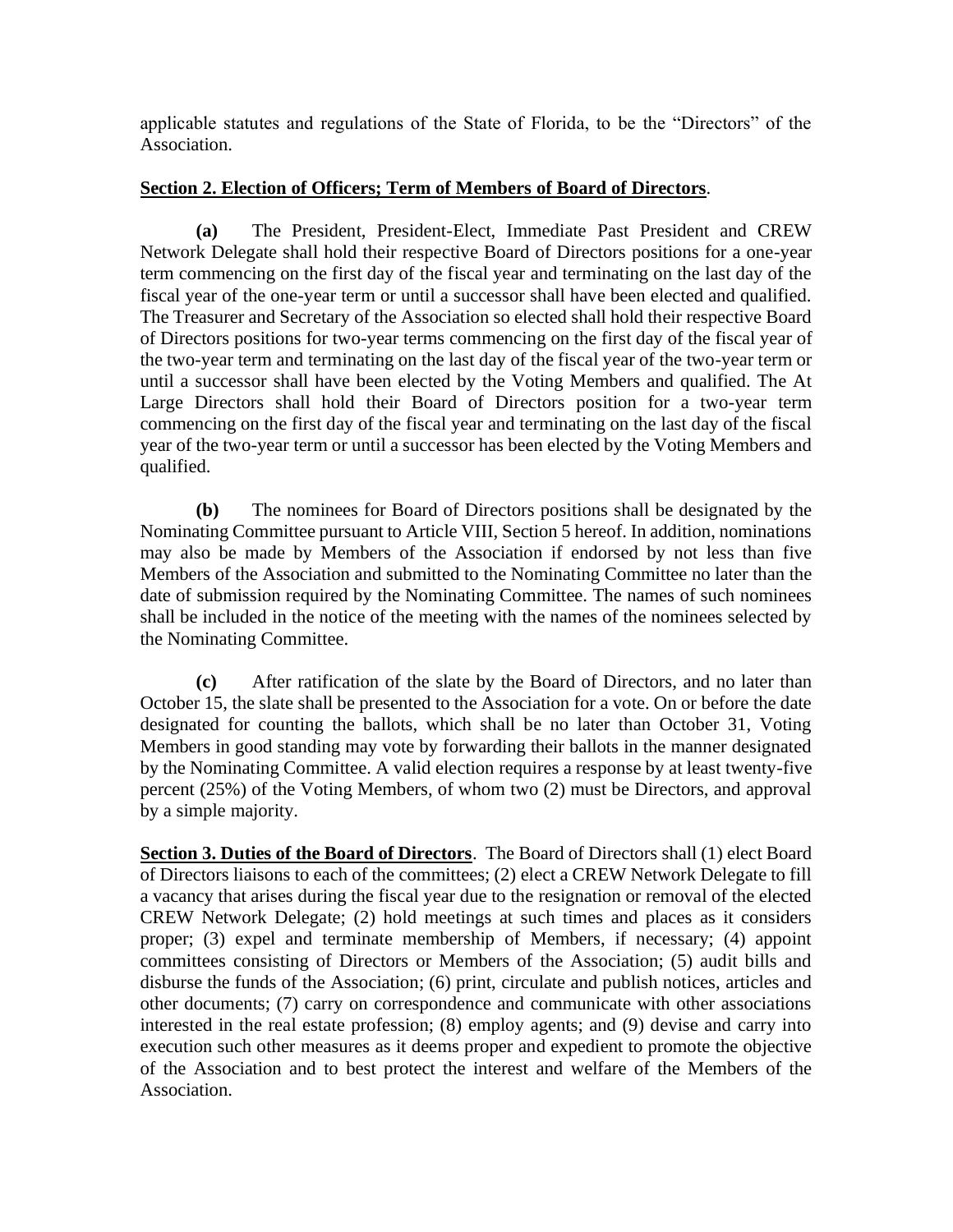applicable statutes and regulations of the State of Florida, to be the "Directors" of the Association.

**Section 2. Election of Officers; Term of Members of Board of Directors**.

**(a)** The President, President-Elect, Immediate Past President and CREW Network Delegate shall hold their respective Board of Directors positions for a one-year term commencing on the first day of the fiscal year and terminating on the last day of the fiscal year of the one-year term or until a successor shall have been elected and qualified. The Treasurer and Secretary of the Association so elected shall hold their respective Board of Directors positions for two-year terms commencing on the first day of the fiscal year of the two-year term and terminating on the last day of the fiscal year of the two-year term or until a successor shall have been elected by the Voting Members and qualified. The At Large Directors shall hold their Board of Directors position for a two-year term commencing on the first day of the fiscal year and terminating on the last day of the fiscal year of the two-year term or until a successor has been elected by the Voting Members and qualified.

**(b)** The nominees for Board of Directors positions shall be designated by the Nominating Committee pursuant to Article VIII, Section 5 hereof. In addition, nominations may also be made by Members of the Association if endorsed by not less than five Members of the Association and submitted to the Nominating Committee no later than the date of submission required by the Nominating Committee. The names of such nominees shall be included in the notice of the meeting with the names of the nominees selected by the Nominating Committee.

**(c)** After ratification of the slate by the Board of Directors, and no later than October 15, the slate shall be presented to the Association for a vote. On or before the date designated for counting the ballots, which shall be no later than October 31, Voting Members in good standing may vote by forwarding their ballots in the manner designated by the Nominating Committee. A valid election requires a response by at least twenty-five percent (25%) of the Voting Members, of whom two (2) must be Directors, and approval by a simple majority.

**Section 3. Duties of the Board of Directors**. The Board of Directors shall (1) elect Board of Directors liaisons to each of the committees; (2) elect a CREW Network Delegate to fill a vacancy that arises during the fiscal year due to the resignation or removal of the elected CREW Network Delegate; (2) hold meetings at such times and places as it considers proper; (3) expel and terminate membership of Members, if necessary; (4) appoint committees consisting of Directors or Members of the Association; (5) audit bills and disburse the funds of the Association; (6) print, circulate and publish notices, articles and other documents; (7) carry on correspondence and communicate with other associations interested in the real estate profession; (8) employ agents; and (9) devise and carry into execution such other measures as it deems proper and expedient to promote the objective of the Association and to best protect the interest and welfare of the Members of the Association.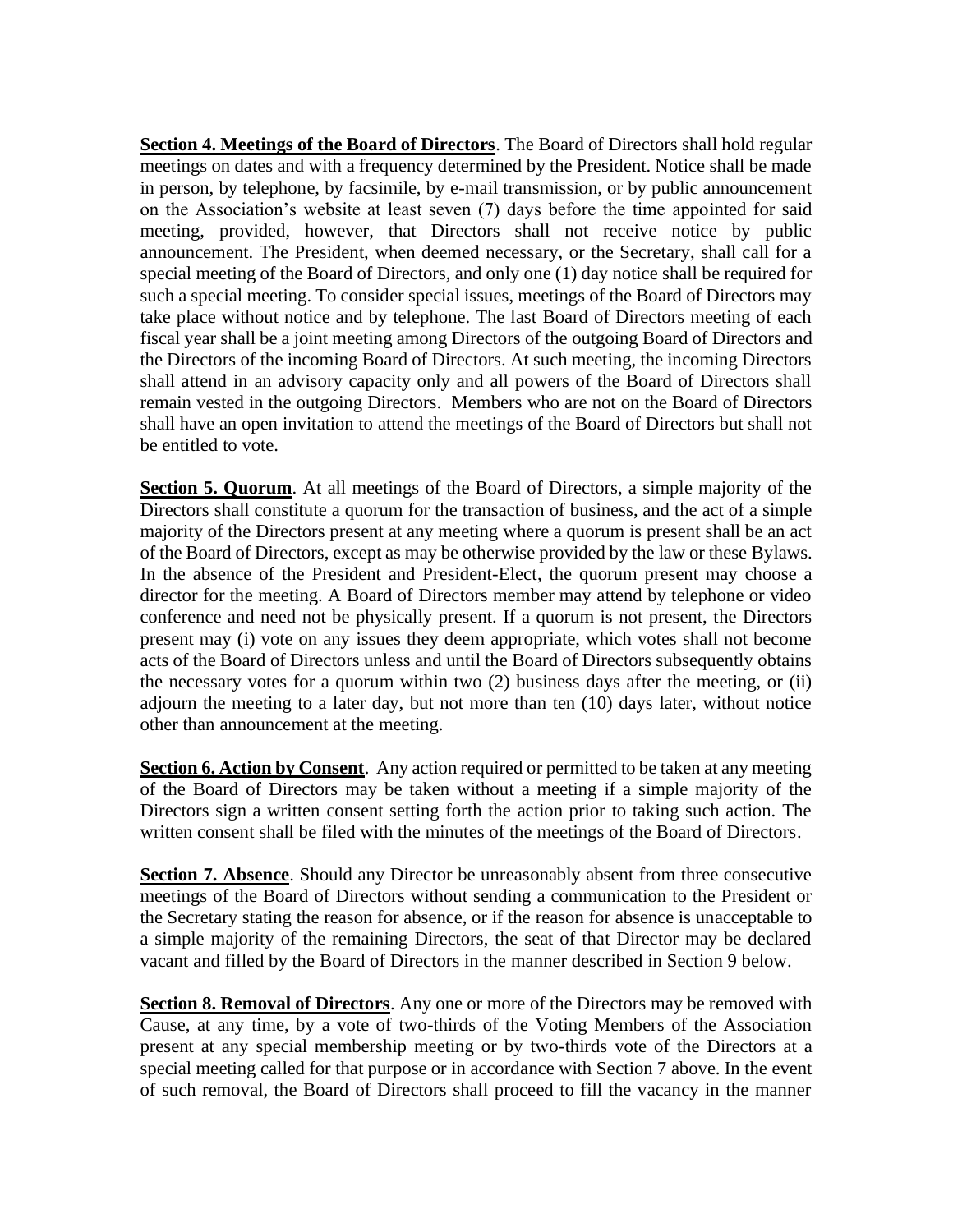**Section 4. Meetings of the Board of Directors**. The Board of Directors shall hold regular meetings on dates and with a frequency determined by the President. Notice shall be made in person, by telephone, by facsimile, by e-mail transmission, or by public announcement on the Association's website at least seven (7) days before the time appointed for said meeting, provided, however, that Directors shall not receive notice by public announcement. The President, when deemed necessary, or the Secretary, shall call for a special meeting of the Board of Directors, and only one (1) day notice shall be required for such a special meeting. To consider special issues, meetings of the Board of Directors may take place without notice and by telephone. The last Board of Directors meeting of each fiscal year shall be a joint meeting among Directors of the outgoing Board of Directors and the Directors of the incoming Board of Directors. At such meeting, the incoming Directors shall attend in an advisory capacity only and all powers of the Board of Directors shall remain vested in the outgoing Directors. Members who are not on the Board of Directors shall have an open invitation to attend the meetings of the Board of Directors but shall not be entitled to vote.

**Section 5. Quorum**. At all meetings of the Board of Directors, a simple majority of the Directors shall constitute a quorum for the transaction of business, and the act of a simple majority of the Directors present at any meeting where a quorum is present shall be an act of the Board of Directors, except as may be otherwise provided by the law or these Bylaws. In the absence of the President and President-Elect, the quorum present may choose a director for the meeting. A Board of Directors member may attend by telephone or video conference and need not be physically present. If a quorum is not present, the Directors present may (i) vote on any issues they deem appropriate, which votes shall not become acts of the Board of Directors unless and until the Board of Directors subsequently obtains the necessary votes for a quorum within two (2) business days after the meeting, or (ii) adjourn the meeting to a later day, but not more than ten (10) days later, without notice other than announcement at the meeting.

**Section 6. Action by Consent**. Any action required or permitted to be taken at any meeting of the Board of Directors may be taken without a meeting if a simple majority of the Directors sign a written consent setting forth the action prior to taking such action. The written consent shall be filed with the minutes of the meetings of the Board of Directors.

**Section 7. Absence**. Should any Director be unreasonably absent from three consecutive meetings of the Board of Directors without sending a communication to the President or the Secretary stating the reason for absence, or if the reason for absence is unacceptable to a simple majority of the remaining Directors, the seat of that Director may be declared vacant and filled by the Board of Directors in the manner described in Section 9 below.

**Section 8. Removal of Directors**. Any one or more of the Directors may be removed with Cause, at any time, by a vote of two-thirds of the Voting Members of the Association present at any special membership meeting or by two-thirds vote of the Directors at a special meeting called for that purpose or in accordance with Section 7 above. In the event of such removal, the Board of Directors shall proceed to fill the vacancy in the manner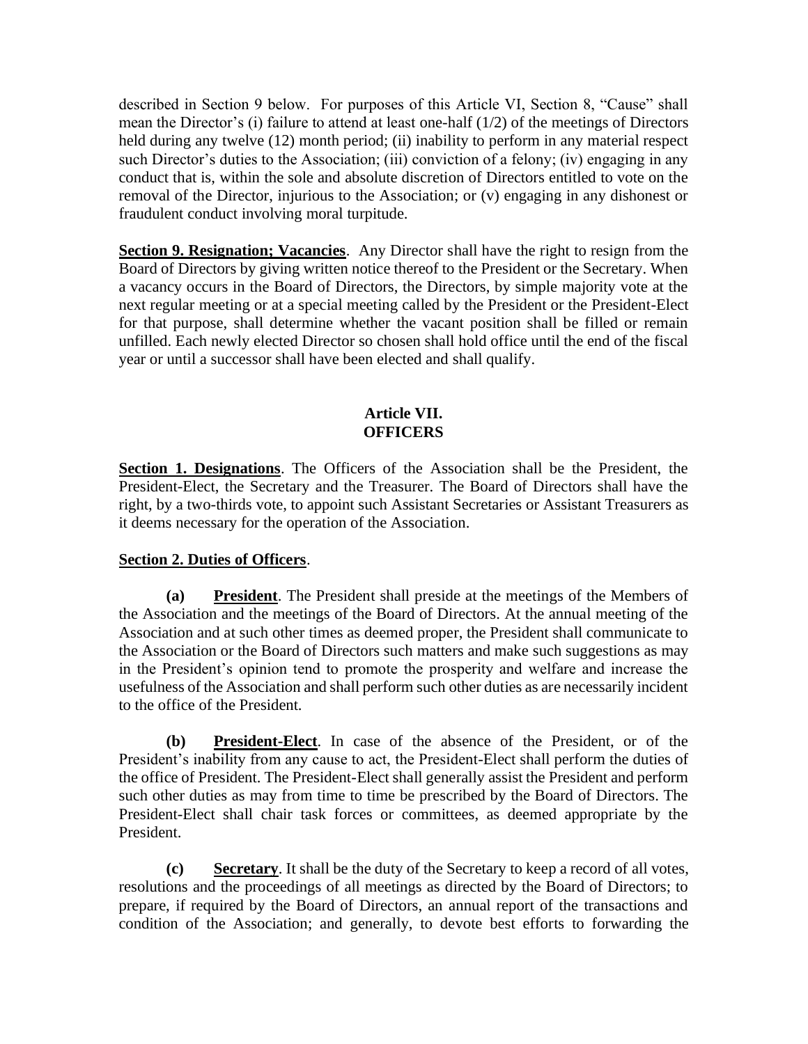described in Section 9 below. For purposes of this Article VI, Section 8, "Cause" shall mean the Director's (i) failure to attend at least one-half (1/2) of the meetings of Directors held during any twelve (12) month period; (ii) inability to perform in any material respect such Director's duties to the Association; (iii) conviction of a felony; (iv) engaging in any conduct that is, within the sole and absolute discretion of Directors entitled to vote on the removal of the Director, injurious to the Association; or (v) engaging in any dishonest or fraudulent conduct involving moral turpitude.

**Section 9. Resignation; Vacancies**. Any Director shall have the right to resign from the Board of Directors by giving written notice thereof to the President or the Secretary. When a vacancy occurs in the Board of Directors, the Directors, by simple majority vote at the next regular meeting or at a special meeting called by the President or the President-Elect for that purpose, shall determine whether the vacant position shall be filled or remain unfilled. Each newly elected Director so chosen shall hold office until the end of the fiscal year or until a successor shall have been elected and shall qualify.

## Article VII.
## OFFICERS

**Section 1. Designations**. The Officers of the Association shall be the President, the President-Elect, the Secretary and the Treasurer. The Board of Directors shall have the right, by a two-thirds vote, to appoint such Assistant Secretaries or Assistant Treasurers as it deems necessary for the operation of the Association.

**Section 2. Duties of Officers**.

**(a) President**. The President shall preside at the meetings of the Members of the Association and the meetings of the Board of Directors. At the annual meeting of the Association and at such other times as deemed proper, the President shall communicate to the Association or the Board of Directors such matters and make such suggestions as may in the President's opinion tend to promote the prosperity and welfare and increase the usefulness of the Association and shall perform such other duties as are necessarily incident to the office of the President.

**(b) President-Elect**. In case of the absence of the President, or of the President's inability from any cause to act, the President-Elect shall perform the duties of the office of President. The President-Elect shall generally assist the President and perform such other duties as may from time to time be prescribed by the Board of Directors. The President-Elect shall chair task forces or committees, as deemed appropriate by the President.

**(c) Secretary**. It shall be the duty of the Secretary to keep a record of all votes, resolutions and the proceedings of all meetings as directed by the Board of Directors; to prepare, if required by the Board of Directors, an annual report of the transactions and condition of the Association; and generally, to devote best efforts to forwarding the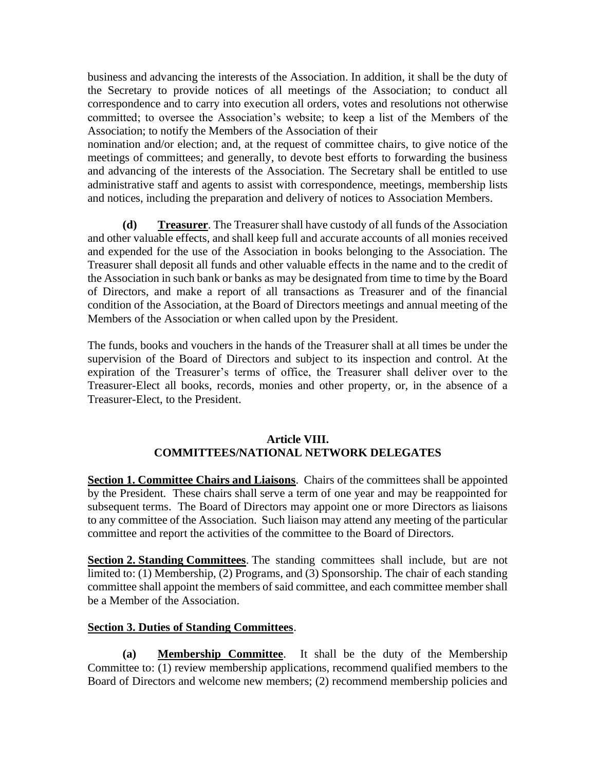business and advancing the interests of the Association. In addition, it shall be the duty of the Secretary to provide notices of all meetings of the Association; to conduct all correspondence and to carry into execution all orders, votes and resolutions not otherwise committed; to oversee the Association's website; to keep a list of the Members of the Association; to notify the Members of the Association of their nomination and/or election; and, at the request of committee chairs, to give notice of the meetings of committees; and generally, to devote best efforts to forwarding the business and advancing of the interests of the Association. The Secretary shall be entitled to use administrative staff and agents to assist with correspondence, meetings, membership lists and notices, including the preparation and delivery of notices to Association Members.

**(d) Treasurer**. The Treasurer shall have custody of all funds of the Association and other valuable effects, and shall keep full and accurate accounts of all monies received and expended for the use of the Association in books belonging to the Association. The Treasurer shall deposit all funds and other valuable effects in the name and to the credit of the Association in such bank or banks as may be designated from time to time by the Board of Directors, and make a report of all transactions as Treasurer and of the financial condition of the Association, at the Board of Directors meetings and annual meeting of the Members of the Association or when called upon by the President.

The funds, books and vouchers in the hands of the Treasurer shall at all times be under the supervision of the Board of Directors and subject to its inspection and control. At the expiration of the Treasurer's terms of office, the Treasurer shall deliver over to the Treasurer-Elect all books, records, monies and other property, or, in the absence of a Treasurer-Elect, to the President.

## Article VIII. COMMITTEES/NATIONAL NETWORK DELEGATES

**Section 1. Committee Chairs and Liaisons**. Chairs of the committees shall be appointed by the President. These chairs shall serve a term of one year and may be reappointed for subsequent terms. The Board of Directors may appoint one or more Directors as liaisons to any committee of the Association. Such liaison may attend any meeting of the particular committee and report the activities of the committee to the Board of Directors.

**Section 2. Standing Committees**. The standing committees shall include, but are not limited to: (1) Membership, (2) Programs, and (3) Sponsorship. The chair of each standing committee shall appoint the members of said committee, and each committee member shall be a Member of the Association.

**Section 3. Duties of Standing Committees**.

**(a) Membership Committee**. It shall be the duty of the Membership Committee to: (1) review membership applications, recommend qualified members to the Board of Directors and welcome new members; (2) recommend membership policies and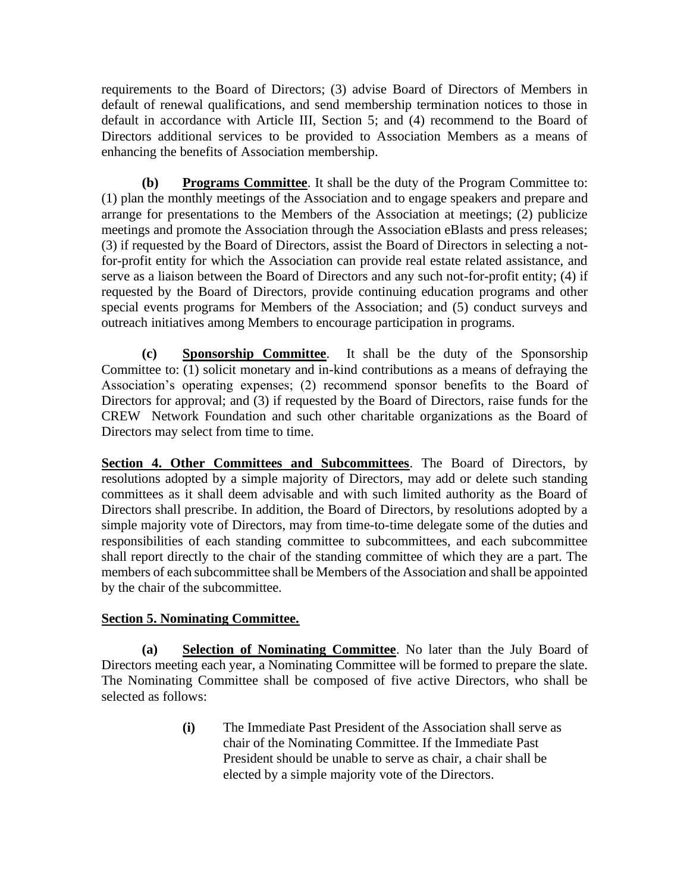requirements to the Board of Directors; (3) advise Board of Directors of Members in default of renewal qualifications, and send membership termination notices to those in default in accordance with Article III, Section 5; and (4) recommend to the Board of Directors additional services to be provided to Association Members as a means of enhancing the benefits of Association membership.

**(b)** **Programs Committee**. It shall be the duty of the Program Committee to: (1) plan the monthly meetings of the Association and to engage speakers and prepare and arrange for presentations to the Members of the Association at meetings; (2) publicize meetings and promote the Association through the Association eBlasts and press releases; (3) if requested by the Board of Directors, assist the Board of Directors in selecting a not-for-profit entity for which the Association can provide real estate related assistance, and serve as a liaison between the Board of Directors and any such not-for-profit entity; (4) if requested by the Board of Directors, provide continuing education programs and other special events programs for Members of the Association; and (5) conduct surveys and outreach initiatives among Members to encourage participation in programs.

**(c)** **Sponsorship Committee**. It shall be the duty of the Sponsorship Committee to: (1) solicit monetary and in-kind contributions as a means of defraying the Association's operating expenses; (2) recommend sponsor benefits to the Board of Directors for approval; and (3) if requested by the Board of Directors, raise funds for the CREW Network Foundation and such other charitable organizations as the Board of Directors may select from time to time.

**Section 4. Other Committees and Subcommittees**. The Board of Directors, by resolutions adopted by a simple majority of Directors, may add or delete such standing committees as it shall deem advisable and with such limited authority as the Board of Directors shall prescribe. In addition, the Board of Directors, by resolutions adopted by a simple majority vote of Directors, may from time-to-time delegate some of the duties and responsibilities of each standing committee to subcommittees, and each subcommittee shall report directly to the chair of the standing committee of which they are a part. The members of each subcommittee shall be Members of the Association and shall be appointed by the chair of the subcommittee.

**Section 5. Nominating Committee.**

**(a)** **Selection of Nominating Committee**. No later than the July Board of Directors meeting each year, a Nominating Committee will be formed to prepare the slate. The Nominating Committee shall be composed of five active Directors, who shall be selected as follows:

> **(i)** The Immediate Past President of the Association shall serve as chair of the Nominating Committee. If the Immediate Past President should be unable to serve as chair, a chair shall be elected by a simple majority vote of the Directors.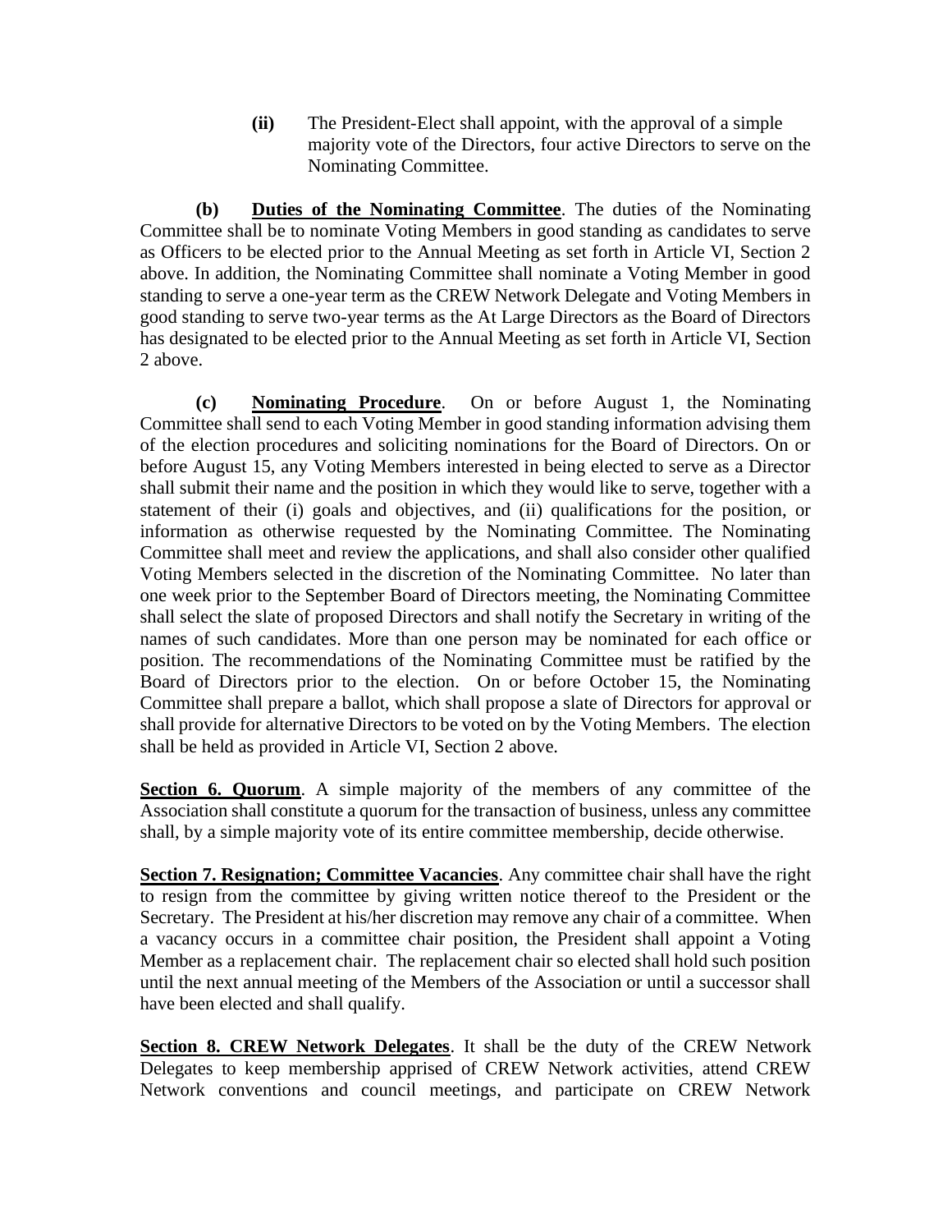**(ii)** The President-Elect shall appoint, with the approval of a simple majority vote of the Directors, four active Directors to serve on the Nominating Committee.

**(b)** **Duties of the Nominating Committee**. The duties of the Nominating Committee shall be to nominate Voting Members in good standing as candidates to serve as Officers to be elected prior to the Annual Meeting as set forth in Article VI, Section 2 above. In addition, the Nominating Committee shall nominate a Voting Member in good standing to serve a one-year term as the CREW Network Delegate and Voting Members in good standing to serve two-year terms as the At Large Directors as the Board of Directors has designated to be elected prior to the Annual Meeting as set forth in Article VI, Section 2 above.

**(c)** **Nominating Procedure**. On or before August 1, the Nominating Committee shall send to each Voting Member in good standing information advising them of the election procedures and soliciting nominations for the Board of Directors. On or before August 15, any Voting Members interested in being elected to serve as a Director shall submit their name and the position in which they would like to serve, together with a statement of their (i) goals and objectives, and (ii) qualifications for the position, or information as otherwise requested by the Nominating Committee. The Nominating Committee shall meet and review the applications, and shall also consider other qualified Voting Members selected in the discretion of the Nominating Committee. No later than one week prior to the September Board of Directors meeting, the Nominating Committee shall select the slate of proposed Directors and shall notify the Secretary in writing of the names of such candidates. More than one person may be nominated for each office or position. The recommendations of the Nominating Committee must be ratified by the Board of Directors prior to the election. On or before October 15, the Nominating Committee shall prepare a ballot, which shall propose a slate of Directors for approval or shall provide for alternative Directors to be voted on by the Voting Members. The election shall be held as provided in Article VI, Section 2 above.

**Section 6. Quorum**. A simple majority of the members of any committee of the Association shall constitute a quorum for the transaction of business, unless any committee shall, by a simple majority vote of its entire committee membership, decide otherwise.

**Section 7. Resignation; Committee Vacancies**. Any committee chair shall have the right to resign from the committee by giving written notice thereof to the President or the Secretary. The President at his/her discretion may remove any chair of a committee. When a vacancy occurs in a committee chair position, the President shall appoint a Voting Member as a replacement chair. The replacement chair so elected shall hold such position until the next annual meeting of the Members of the Association or until a successor shall have been elected and shall qualify.

**Section 8. CREW Network Delegates**. It shall be the duty of the CREW Network Delegates to keep membership apprised of CREW Network activities, attend CREW Network conventions and council meetings, and participate on CREW Network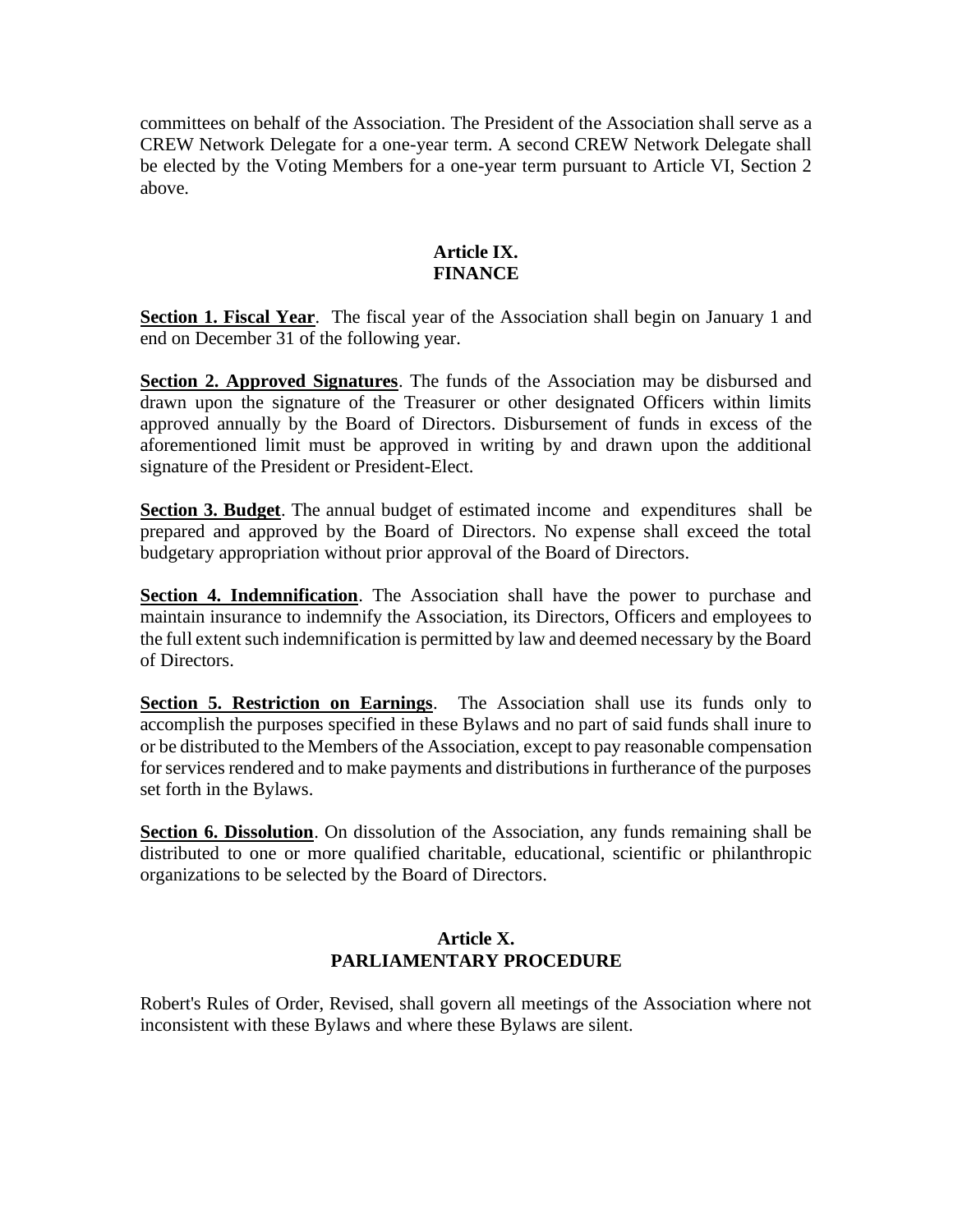committees on behalf of the Association. The President of the Association shall serve as a CREW Network Delegate for a one-year term. A second CREW Network Delegate shall be elected by the Voting Members for a one-year term pursuant to Article VI, Section 2 above.

## Article IX. FINANCE

**Section 1. Fiscal Year**. The fiscal year of the Association shall begin on January 1 and end on December 31 of the following year.

**Section 2. Approved Signatures**. The funds of the Association may be disbursed and drawn upon the signature of the Treasurer or other designated Officers within limits approved annually by the Board of Directors. Disbursement of funds in excess of the aforementioned limit must be approved in writing by and drawn upon the additional signature of the President or President-Elect.

**Section 3. Budget**. The annual budget of estimated income and expenditures shall be prepared and approved by the Board of Directors. No expense shall exceed the total budgetary appropriation without prior approval of the Board of Directors.

**Section 4. Indemnification**. The Association shall have the power to purchase and maintain insurance to indemnify the Association, its Directors, Officers and employees to the full extent such indemnification is permitted by law and deemed necessary by the Board of Directors.

**Section 5. Restriction on Earnings**. The Association shall use its funds only to accomplish the purposes specified in these Bylaws and no part of said funds shall inure to or be distributed to the Members of the Association, except to pay reasonable compensation for services rendered and to make payments and distributions in furtherance of the purposes set forth in the Bylaws.

**Section 6. Dissolution**. On dissolution of the Association, any funds remaining shall be distributed to one or more qualified charitable, educational, scientific or philanthropic organizations to be selected by the Board of Directors.

## Article X. PARLIAMENTARY PROCEDURE

Robert's Rules of Order, Revised, shall govern all meetings of the Association where not inconsistent with these Bylaws and where these Bylaws are silent.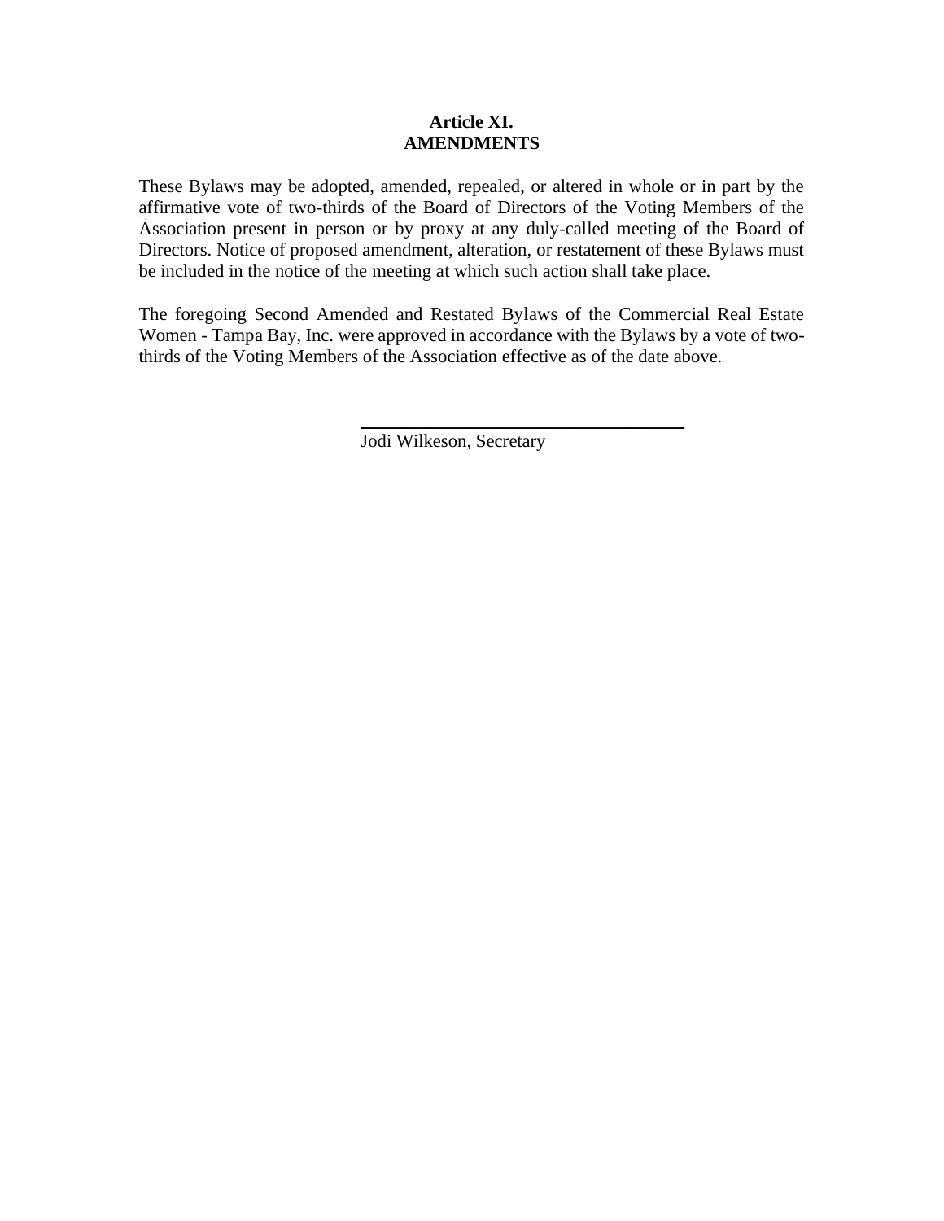## Article XI.
## AMENDMENTS

These Bylaws may be adopted, amended, repealed, or altered in whole or in part by the affirmative vote of two-thirds of the Board of Directors of the Voting Members of the Association present in person or by proxy at any duly-called meeting of the Board of Directors. Notice of proposed amendment, alteration, or restatement of these Bylaws must be included in the notice of the meeting at which such action shall take place.

The foregoing Second Amended and Restated Bylaws of the Commercial Real Estate Women - Tampa Bay, Inc. were approved in accordance with the Bylaws by a vote of two-thirds of the Voting Members of the Association effective as of the date above.

\_\_\_\_\_\_\_\_\_\_\_\_\_\_\_\_\_\_\_\_\_\_\_\_\_\_\_\_\_\_\_\_\_\_\_

Jodi Wilkeson, Secretary